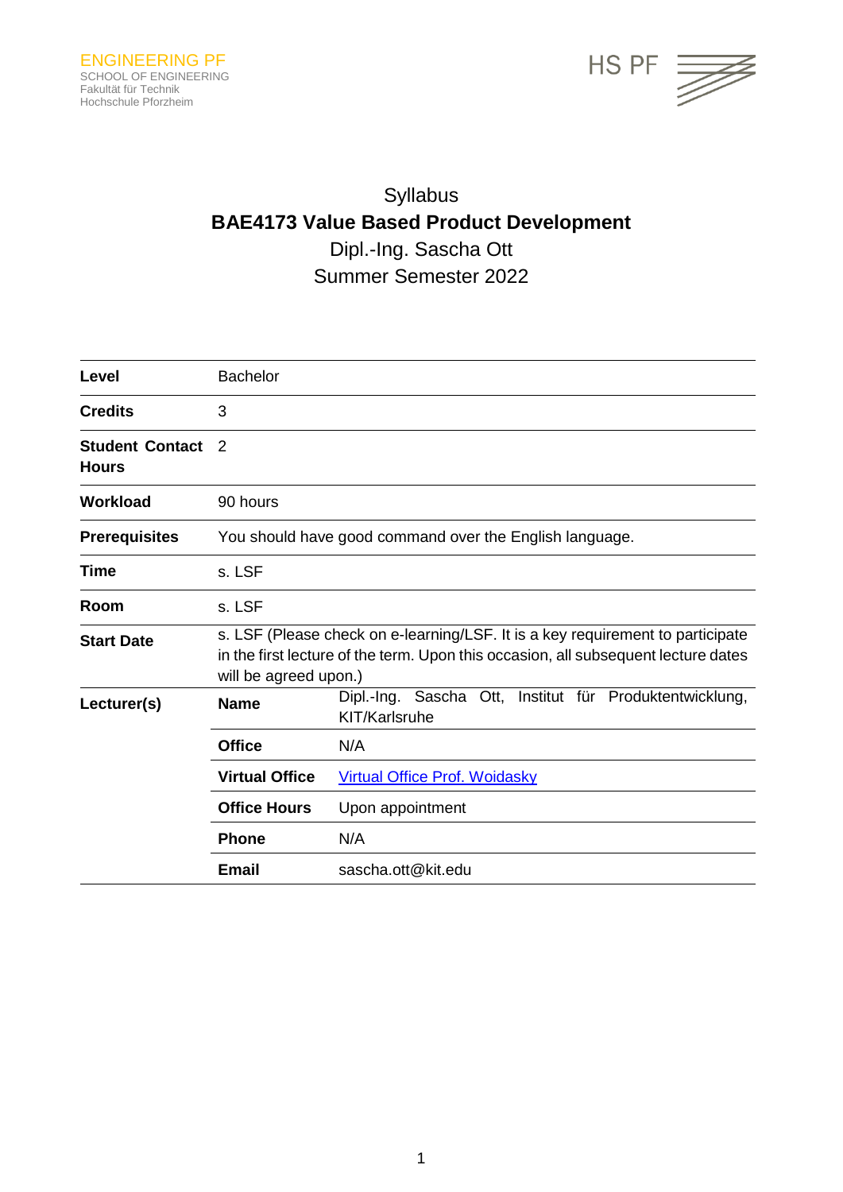ENGINEERING PF
SCHOOL OF ENGINEERING
Fakultät für Technik
Hochschule Pforzheim

HS PF

Syllabus

# BAE4173 Value Based Product Development

Dipl.-Ing. Sascha Ott

Summer Semester 2022

| | | |
|---|---|---|
| **Level** | Bachelor | |
| **Credits** | 3 | |
| **Student Contact Hours** | 2 | |
| **Workload** | 90 hours | |
| **Prerequisites** | You should have good command over the English language. | |
| **Time** | s. LSF | |
| **Room** | s. LSF | |
| **Start Date** | s. LSF (Please check on e-learning/LSF. It is a key requirement to participate in the first lecture of the term. Upon this occasion, all subsequent lecture dates will be agreed upon.) | |
| **Lecturer(s)** | **Name** | Dipl.-Ing. Sascha Ott, Institut für Produktentwicklung, KIT/Karlsruhe |
| | **Office** | N/A |
| | **Virtual Office** | Virtual Office Prof. Woidasky |
| | **Office Hours** | Upon appointment |
| | **Phone** | N/A |
| | **Email** | sascha.ott@kit.edu |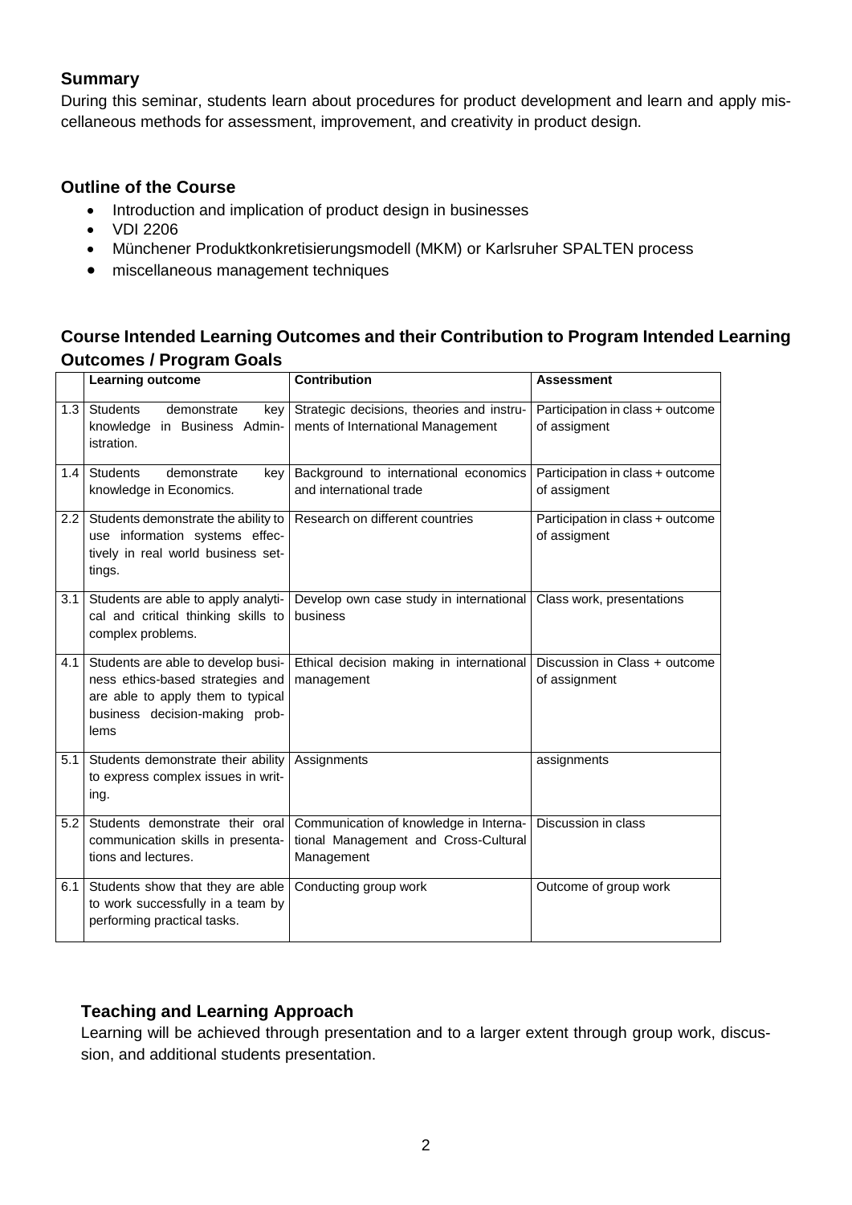## Summary

During this seminar, students learn about procedures for product development and learn and apply miscellaneous methods for assessment, improvement, and creativity in product design.

## Outline of the Course

- Introduction and implication of product design in businesses
- VDI 2206
- Münchener Produktkonkretisierungsmodell (MKM) or Karlsruher SPALTEN process
- miscellaneous management techniques

## Course Intended Learning Outcomes and their Contribution to Program Intended Learning Outcomes / Program Goals

| | Learning outcome | Contribution | Assessment |
|---|---|---|---|
| 1.3 | Students demonstrate key knowledge in Business Administration. | Strategic decisions, theories and instruments of International Management | Participation in class + outcome of assigment |
| 1.4 | Students demonstrate key knowledge in Economics. | Background to international economics and international trade | Participation in class + outcome of assigment |
| 2.2 | Students demonstrate the ability to use information systems effectively in real world business settings. | Research on different countries | Participation in class + outcome of assigment |
| 3.1 | Students are able to apply analytical and critical thinking skills to complex problems. | Develop own case study in international business | Class work, presentations |
| 4.1 | Students are able to develop business ethics-based strategies and are able to apply them to typical business decision-making problems | Ethical decision making in international management | Discussion in Class + outcome of assignment |
| 5.1 | Students demonstrate their ability to express complex issues in writing. | Assignments | assignments |
| 5.2 | Students demonstrate their oral communication skills in presentations and lectures. | Communication of knowledge in International Management and Cross-Cultural Management | Discussion in class |
| 6.1 | Students show that they are able to work successfully in a team by performing practical tasks. | Conducting group work | Outcome of group work |

## Teaching and Learning Approach

Learning will be achieved through presentation and to a larger extent through group work, discussion, and additional students presentation.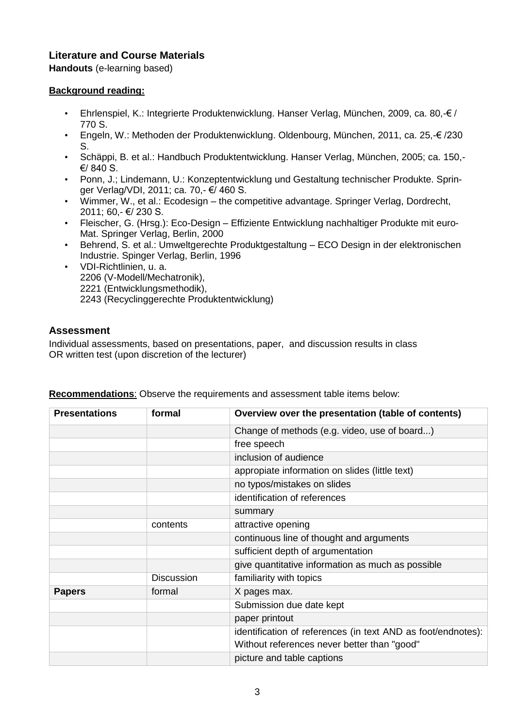### Literature and Course Materials

**Handouts** (e-learning based)

**Background reading:**

- Ehrlenspiel, K.: Integrierte Produktenwicklung. Hanser Verlag, München, 2009, ca. 80,-€ / 770 S.
- Engeln, W.: Methoden der Produktenwicklung. Oldenbourg, München, 2011, ca. 25,-€ /230 S.
- Schäppi, B. et al.: Handbuch Produktentwicklung. Hanser Verlag, München, 2005; ca. 150,- €/ 840 S.
- Ponn, J.; Lindemann, U.: Konzeptentwicklung und Gestaltung technischer Produkte. Springer Verlag/VDI, 2011; ca. 70,- €/ 460 S.
- Wimmer, W., et al.: Ecodesign – the competitive advantage. Springer Verlag, Dordrecht, 2011; 60,- €/ 230 S.
- Fleischer, G. (Hrsg.): Eco-Design – Effiziente Entwicklung nachhaltiger Produkte mit euro-Mat. Springer Verlag, Berlin, 2000
- Behrend, S. et al.: Umweltgerechte Produktgestaltung – ECO Design in der elektronischen Industrie. Spinger Verlag, Berlin, 1996
- VDI-Richtlinien, u. a.
  2206 (V-Modell/Mechatronik),
  2221 (Entwicklungsmethodik),
  2243 (Recyclinggerechte Produktentwicklung)

### Assessment

Individual assessments, based on presentations, paper, and discussion results in class
OR written test (upon discretion of the lecturer)

**Recommendations**: Observe the requirements and assessment table items below:

| **Presentations** | **formal** | **Overview over the presentation (table of contents)** |
|---|---|---|
| | | Change of methods (e.g. video, use of board...) |
| | | free speech |
| | | inclusion of audience |
| | | appropiate information on slides (little text) |
| | | no typos/mistakes on slides |
| | | identification of references |
| | | summary |
| | contents | attractive opening |
| | | continuous line of thought and arguments |
| | | sufficient depth of argumentation |
| | | give quantitative information as much as possible |
| | Discussion | familiarity with topics |
| **Papers** | formal | X pages max. |
| | | Submission due date kept |
| | | paper printout |
| | | identification of references (in text AND as foot/endnotes): Without references never better than "good" |
| | | picture and table captions |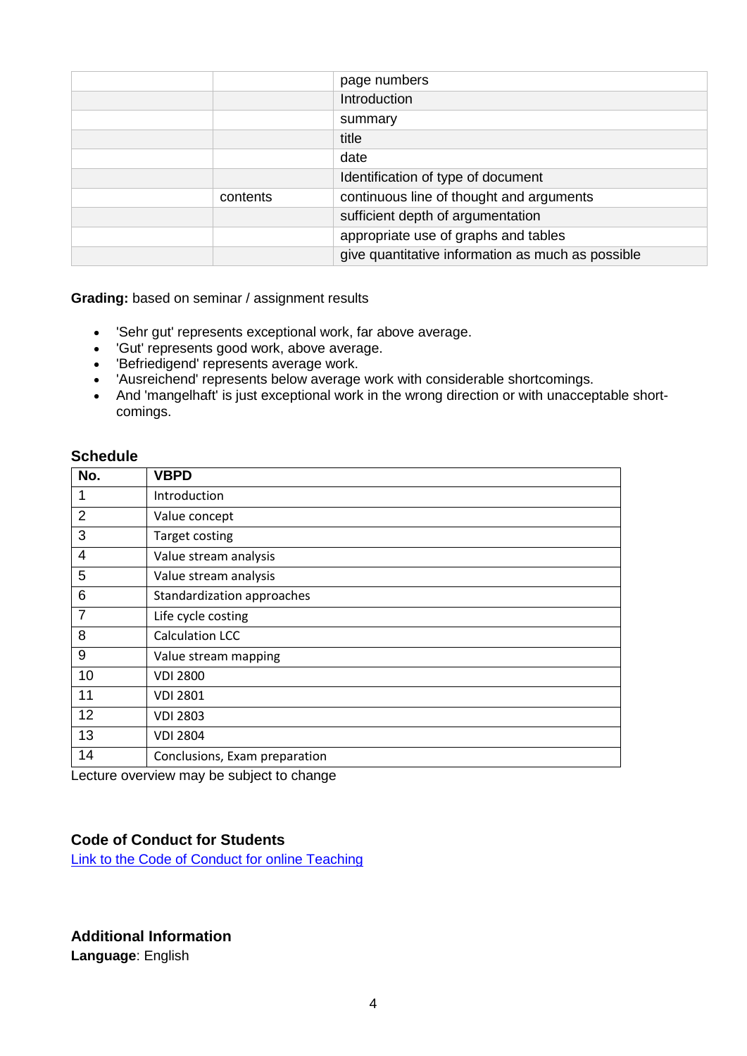| | | page numbers |
|---|---|---|
| | | Introduction |
| | | summary |
| | | title |
| | | date |
| | | Identification of type of document |
| | contents | continuous line of thought and arguments |
| | | sufficient depth of argumentation |
| | | appropriate use of graphs and tables |
| | | give quantitative information as much as possible |

**Grading:** based on seminar / assignment results

- 'Sehr gut' represents exceptional work, far above average.
- 'Gut' represents good work, above average.
- 'Befriedigend' represents average work.
- 'Ausreichend' represents below average work with considerable shortcomings.
- And 'mangelhaft' is just exceptional work in the wrong direction or with unacceptable short-comings.

### Schedule

| No. | VBPD |
|---|---|
| 1 | Introduction |
| 2 | Value concept |
| 3 | Target costing |
| 4 | Value stream analysis |
| 5 | Value stream analysis |
| 6 | Standardization approaches |
| 7 | Life cycle costing |
| 8 | Calculation LCC |
| 9 | Value stream mapping |
| 10 | VDI 2800 |
| 11 | VDI 2801 |
| 12 | VDI 2803 |
| 13 | VDI 2804 |
| 14 | Conclusions, Exam preparation |

Lecture overview may be subject to change

### Code of Conduct for Students

Link to the Code of Conduct for online Teaching

### Additional Information

**Language**: English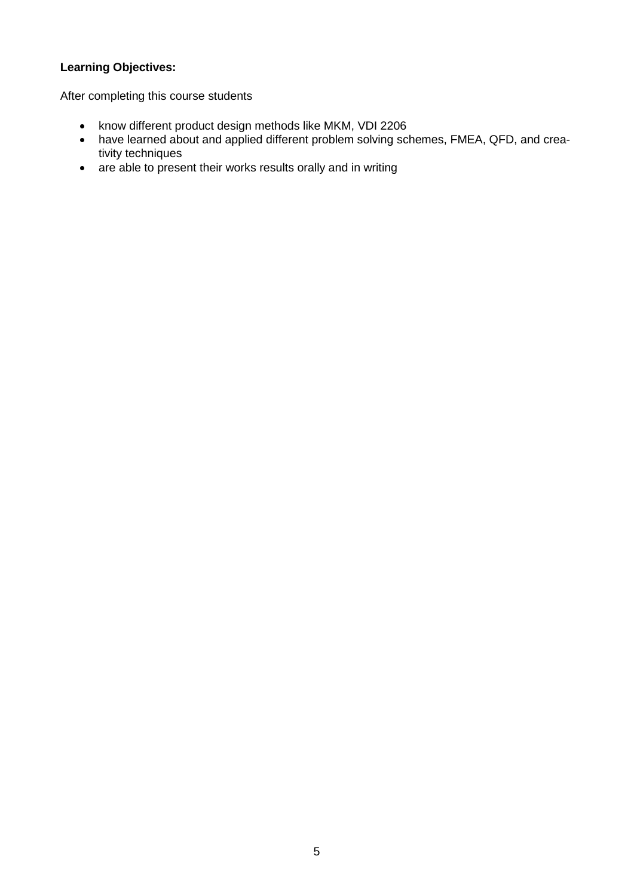**Learning Objectives:**

After completing this course students

- know different product design methods like MKM, VDI 2206
- have learned about and applied different problem solving schemes, FMEA, QFD, and creativity techniques
- are able to present their works results orally and in writing